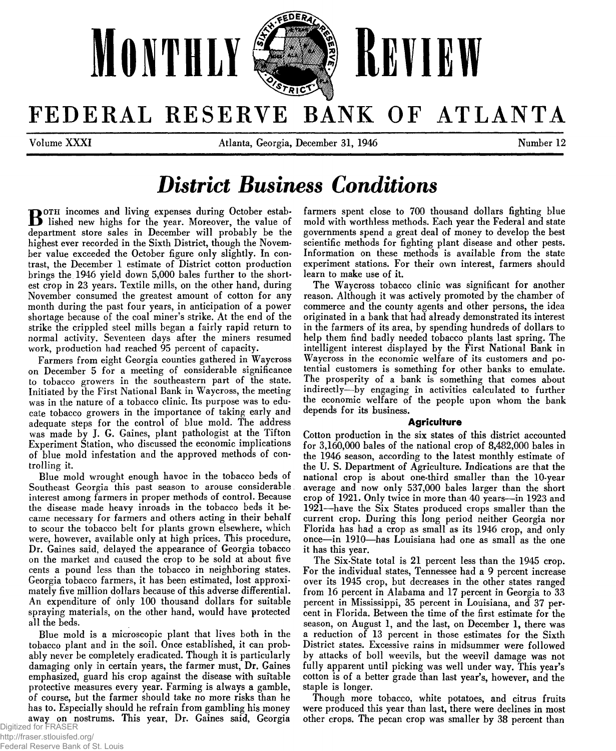# MONTHLY REVIEW

# FEDERAL RESERVE BANK OF ATLANTA

Volume XXXI — Atlanta, Georgia, December 31, 1946 — Number 12

## *District Business Conditions*

Both incomes and living expenses during October established new highs for the year. Moreover, the value of department store sales in December will probably be the highest ever recorded in the Sixth District, though the November value exceeded the October figure only slightly. In contrast, the December 1 estimate of District cotton production brings the 1946 yield down 5,000 bales further to the shortest crop in 23 years. Textile mills, on the other hand, during November consumed the greatest amount of cotton for any month during the past four years, in anticipation of a power shortage because of the coal miner's strike. At the end of the strike the crippled steel mills began a fairly rapid return to normal activity. Seventeen days after the miners resumed work, production had reached 95 percent of capacity.

Farmers from eight Georgia counties gathered in Waycross on December 5 for a meeting of considerable significance to tobacco growers in the southeastern part of the state. Initiated by the First National Bank in Waycross, the meeting was in the nature of a tobacco clinic. Its purpose was to educate tobacco growers in the importance of taking early and adequate steps for the control of blue mold. The address was made by J. G. Gaines, plant pathologist at the Tifton Experiment Station, who discussed the economic implications of blue mold infestation and the approved methods of controlling it.

Blue mold wrought enough havoc in the tobacco beds of Southeast Georgia this past season to arouse considerable interest among farmers in proper methods of control. Because the disease made heavy inroads in the tobacco beds it became necessary for farmers and others acting in their behalf to scour the tobacco belt for plants grown elsewhere, which were, however, available only at high prices. This procedure, Dr. Gaines said, delayed the appearance of Georgia tobacco on the market and caused the crop to be sold at about five cents a pound less than the tobacco in neighboring states. Georgia tobacco farmers, it has been estimated, lost approximately five million dollars because of this adverse differential. An expenditure of only 100 thousand dollars for suitable spraying materials, on the other hand, would have protected all the beds.

Blue mold is a microscopic plant that lives both in the tobacco plant and in the soil. Once established, it can probably never be completely eradicated. Though it is particularly damaging only in certain years, the farmer must, Dr. Gaines emphasized, guard his crop against the disease with suitable protective measures every year. Farming is always a gamble, of course, but the farmer should take no more risks than he has to. Especially should he refrain from gambling his money away on nostrums. This year, Dr. Gaines said, Georgia farmers spent close to 700 thousand dollars fighting blue mold with worthless methods. Each year the Federal and state governments spend a great deal of money to develop the best scientific methods for fighting plant disease and other pests. Information on these methods is available from the state experiment stations. For their own interest, farmers should learn to make use of it.

The Waycross tobacco clinic was significant for another reason. Although it was actively promoted by the chamber of commerce and the county agents and other persons, the idea originated in a bank that had already demonstrated its interest in the farmers of its area, by spending hundreds of dollars to help them find badly needed tobacco plants last spring. The intelligent interest displayed by the First National Bank in Waycross in the economic welfare of its customers and potential customers is something for other banks to emulate. The prosperity of a bank is something that comes about indirectly—by engaging in activities calculated to further the economic welfare of the people upon whom the bank depends for its business.

### Agriculture

Cotton production in the six states of this district accounted for 3,160,000 bales of the national crop of 8,482,000 bales in the 1946 season, according to the latest monthly estimate of the U. S. Department of Agriculture. Indications are that the national crop is about one-third smaller than the 10-year average and now only 537,000 bales larger than the short crop of 1921. Only twice in more than 40 years—in 1923 and 1921—have the Six States produced crops smaller than the current crop. During this long period neither Georgia nor Florida has had a crop as small as its 1946 crop, and only once—in 1910—has Louisiana had one as small as the one it has this year.

The Six-State total is 21 percent less than the 1945 crop. For the individual states, Tennessee had a 9 percent increase over its 1945 crop, but decreases in the other states ranged from 16 percent in Alabama and 17 percent in Georgia to 33 percent in Mississippi, 35 percent in Louisiana, and 37 percent in Florida. Between the time of the first estimate for the season, on August 1, and the last, on December 1, there was a reduction of 13 percent in those estimates for the Sixth District states. Excessive rains in midsummer were followed by attacks of boll weevils, but the weevil damage was not fully apparent until picking was well under way. This year's cotton is of a better grade than last year's, however, and the staple is longer.

Though more tobacco, white potatoes, and citrus fruits were produced this year than last, there were declines in most other crops. The pecan crop was smaller by 38 percent than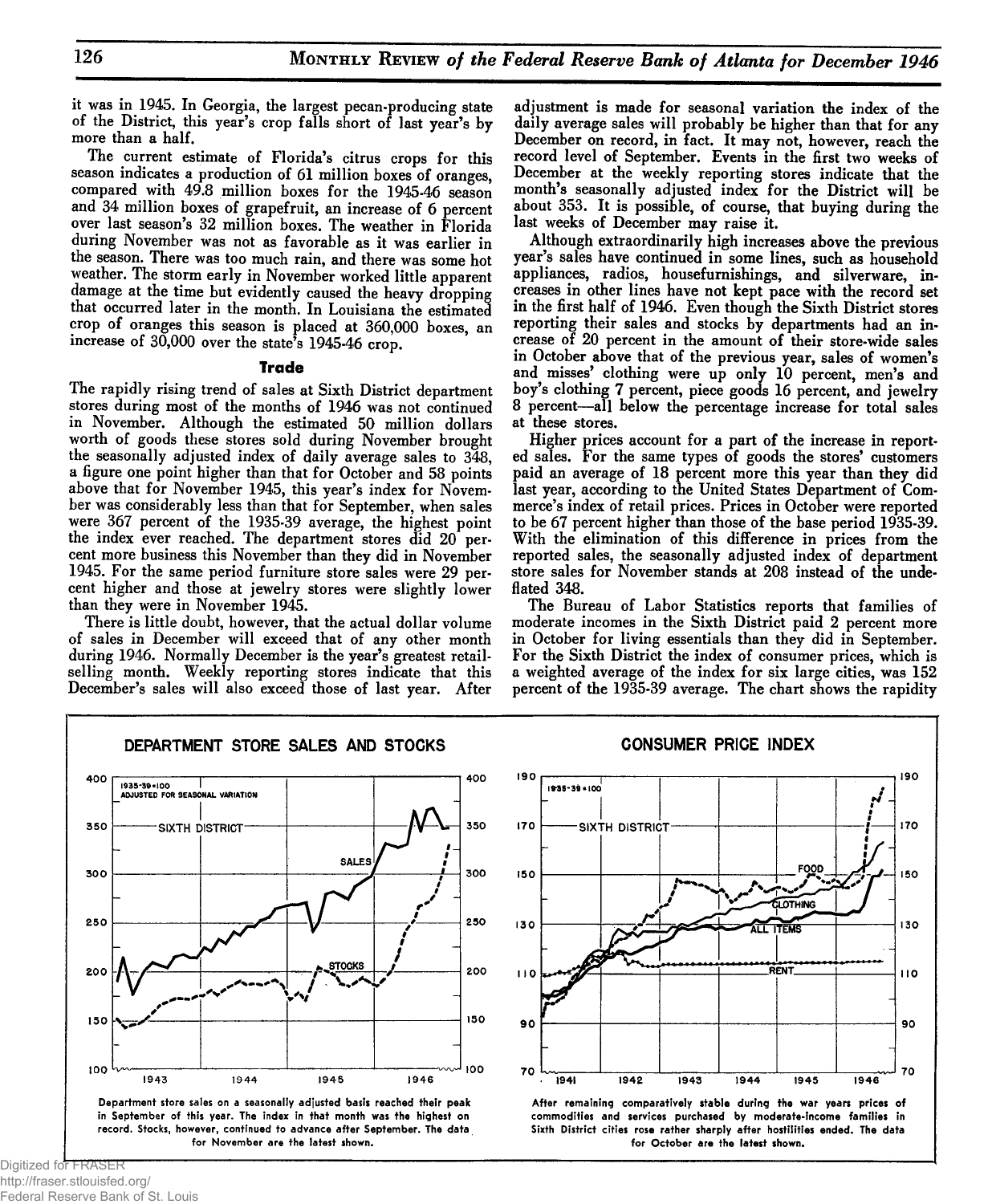it was in 1945. In Georgia, the largest pecan-producing state of the District, this year's crop falls short of last year's by more than a half.

The current estimate of Florida's citrus crops for this season indicates a production of 61 million boxes of oranges, compared with 49.8 million boxes for the 1945-46 season and 34 million boxes of grapefruit, an increase of 6 percent over last season's 32 million boxes. The weather in Florida during November was not as favorable as it was earlier in the season. There was too much rain, and there was some hot weather. The storm early in November worked little apparent damage at the time but evidently caused the heavy dropping that occurred later in the month. In Louisiana the estimated crop of oranges this season is placed at 360,000 boxes, an increase of 30,000 over the state's 1945-46 crop.

### Trade

The rapidly rising trend of sales at Sixth District department stores during most of the months of 1946 was not continued in November. Although the estimated 50 million dollars worth of goods these stores sold during November brought the seasonally adjusted index of daily average sales to 348, a figure one point higher than that for October and 58 points above that for November 1945, this year's index for November was considerably less than that for September, when sales were 367 percent of the 1935-39 average, the highest point the index ever reached. The department stores did 20 percent more business this November than they did in November 1945. For the same period furniture store sales were 29 percent higher and those at jewelry stores were slightly lower than they were in November 1945.

There is little doubt, however, that the actual dollar volume of sales in December will exceed that of any other month during 1946. Normally December is the year's greatest retail-selling month. Weekly reporting stores indicate that this December's sales will also exceed those of last year. After adjustment is made for seasonal variation the index of the daily average sales will probably be higher than that for any December on record, in fact. It may not, however, reach the record level of September. Events in the first two weeks of December at the weekly reporting stores indicate that the month's seasonally adjusted index for the District will be about 353. It is possible, of course, that buying during the last weeks of December may raise it.

Although extraordinarily high increases above the previous year's sales have continued in some lines, such as household appliances, radios, housefurnishings, and silverware, increases in other lines have not kept pace with the record set in the first half of 1946. Even though the Sixth District stores reporting their sales and stocks by departments had an increase of 20 percent in the amount of their store-wide sales in October above that of the previous year, sales of women's and misses' clothing were up only 10 percent, men's and boy's clothing 7 percent, piece goods 16 percent, and jewelry 8 percent—all below the percentage increase for total sales at these stores.

Higher prices account for a part of the increase in reported sales. For the same types of goods the stores' customers paid an average of 18 percent more this year than they did last year, according to the United States Department of Commerce's index of retail prices. Prices in October were reported to be 67 percent higher than those of the base period 1935-39. With the elimination of this difference in prices from the reported sales, the seasonally adjusted index of department store sales for November stands at 208 instead of the undeflated 348.

The Bureau of Labor Statistics reports that families of moderate incomes in the Sixth District paid 2 percent more in October for living essentials than they did in September. For the Sixth District the index of consumer prices, which is a weighted average of the index for six large cities, was 152 percent of the 1935-39 average. The chart shows the rapidity

**DEPARTMENT STORE SALES AND STOCKS**

Department store sales on a seasonally adjusted basis reached their peak in September of this year. The index in that month was the highest on record. Stocks, however, continued to advance after September. The data for November are the latest shown.

**CONSUMER PRICE INDEX**

After remaining comparatively stable during the war years prices of commodities and services purchased by moderate-income families in Sixth District cities rose rather sharply after hostilities ended. The data for October are the latest shown.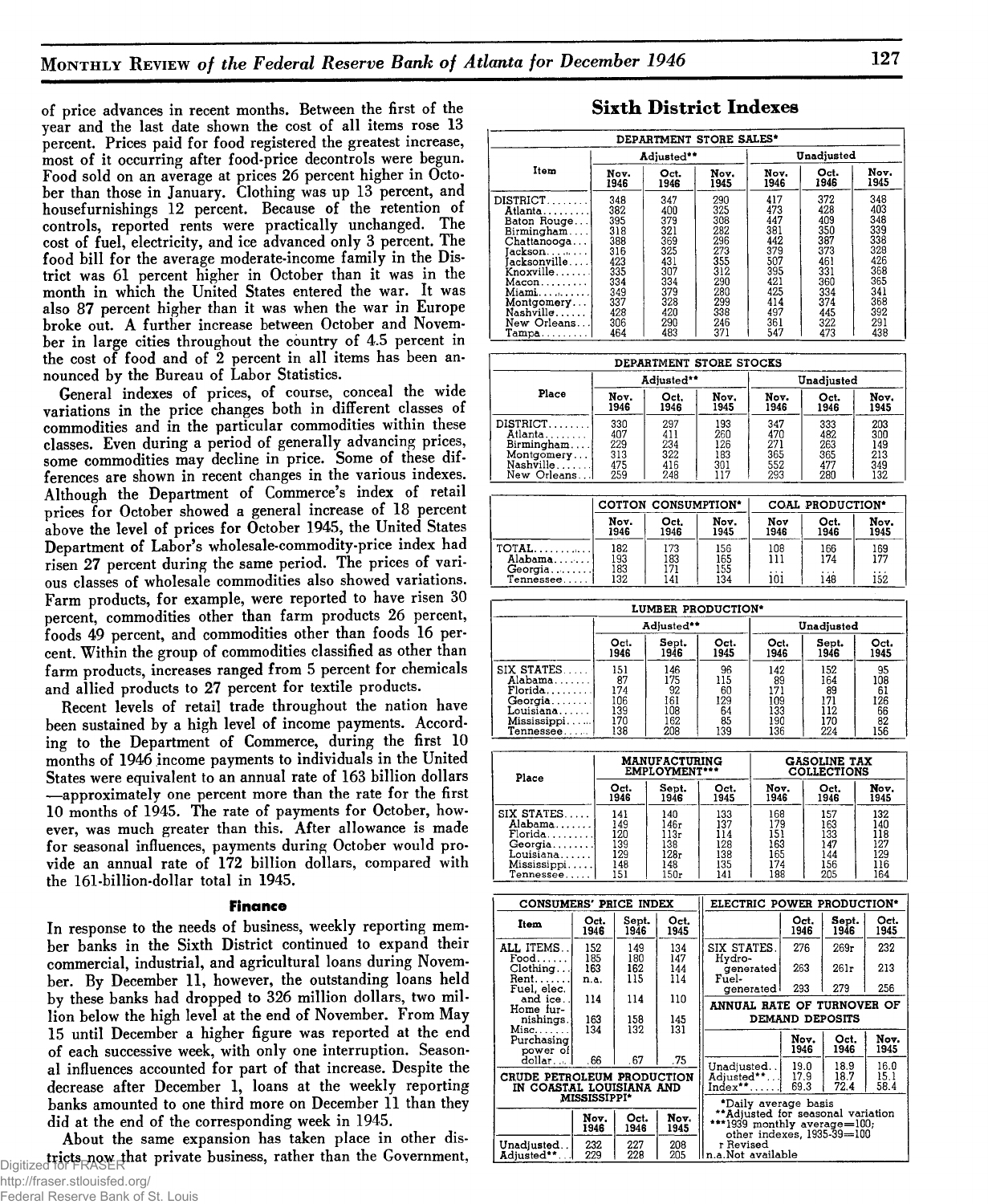of price advances in recent months. Between the first of the year and the last date shown the cost of all items rose 13 percent. Prices paid for food registered the greatest increase, most of it occurring after food-price decontrols were begun. Food sold on an average at prices 26 percent higher in October than those in January. Clothing was up 13 percent, and housefurnishings 12 percent. Because of the retention of controls, reported rents were practically unchanged. The cost of fuel, electricity, and ice advanced only 3 percent. The food bill for the average moderate-income family in the District was 61 percent higher in October than it was in the month in which the United States entered the war. It was also 87 percent higher than it was when the war in Europe broke out. A further increase between October and November in large cities throughout the country of 4.5 percent in the cost of food and of 2 percent in all items has been announced by the Bureau of Labor Statistics.

General indexes of prices, of course, conceal the wide variations in the price changes both in different classes of commodities and in the particular commodities within these classes. Even during a period of generally advancing prices, some commodities may decline in price. Some of these differences are shown in recent changes in the various indexes. Although the Department of Commerce's index of retail prices for October showed a general increase of 18 percent above the level of prices for October 1945, the United States Department of Labor's wholesale-commodity-price index had risen 27 percent during the same period. The prices of various classes of wholesale commodities also showed variations. Farm products, for example, were reported to have risen 30 percent, commodities other than farm products 26 percent, foods 49 percent, and commodities other than foods 16 percent. Within the group of commodities classified as other than farm products, increases ranged from 5 percent for chemicals and allied products to 27 percent for textile products.

Recent levels of retail trade throughout the nation have been sustained by a high level of income payments. According to the Department of Commerce, during the first 10 months of 1946 income payments to individuals in the United States were equivalent to an annual rate of 163 billion dollars —approximately one percent more than the rate for the first 10 months of 1945. The rate of payments for October, however, was much greater than this. After allowance is made for seasonal influences, payments during October would provide an annual rate of 172 billion dollars, compared with the 161-billion-dollar total in 1945.

### Finance

In response to the needs of business, weekly reporting member banks in the Sixth District continued to expand their commercial, industrial, and agricultural loans during November. By December 11, however, the outstanding loans held by these banks had dropped to 326 million dollars, two million below the high level at the end of November. From May 15 until December a higher figure was reported at the end of each successive week, with only one interruption. Seasonal influences accounted for part of that increase. Despite the decrease after December 1, loans at the weekly reporting banks amounted to one third more on December 11 than they did at the end of the corresponding week in 1945.

About the same expansion has taken place in other districts now that private business, rather than the Government,

## Sixth District Indexes

**DEPARTMENT STORE SALES***

| Item | Adjusted** | | | Unadjusted | | |
|---|---|---|---|---|---|---|
| | Nov. 1946 | Oct. 1946 | Nov. 1945 | Nov. 1946 | Oct. 1946 | Nov. 1945 |
| DISTRICT | 348 | 347 | 290 | 417 | 372 | 348 |
| Atlanta | 382 | 400 | 325 | 473 | 428 | 403 |
| Baton Rouge | 395 | 379 | 308 | 447 | 409 | 348 |
| Birmingham | 318 | 321 | 282 | 381 | 350 | 339 |
| Chattanooga | 388 | 369 | 296 | 442 | 387 | 338 |
| Jackson | 316 | 325 | 273 | 379 | 373 | 328 |
| Jacksonville | 423 | 431 | 355 | 507 | 461 | 426 |
| Knoxville | 335 | 307 | 312 | 395 | 331 | 368 |
| Macon | 334 | 334 | 290 | 421 | 360 | 365 |
| Miami | 349 | 379 | 280 | 425 | 334 | 341 |
| Montgomery | 337 | 328 | 299 | 414 | 374 | 368 |
| Nashville | 428 | 420 | 338 | 497 | 445 | 392 |
| New Orleans | 306 | 290 | 246 | 361 | 322 | 291 |
| Tampa | 464 | 483 | 371 | 547 | 473 | 438 |

**DEPARTMENT STORE STOCKS**

| Place | Adjusted** | | | Unadjusted | | |
|---|---|---|---|---|---|---|
| | Nov. 1946 | Oct. 1946 | Nov. 1945 | Nov. 1946 | Oct. 1946 | Nov. 1945 |
| DISTRICT | 330 | 297 | 193 | 347 | 333 | 203 |
| Atlanta | 407 | 411 | 260 | 470 | 482 | 300 |
| Birmingham | 229 | 234 | 126 | 271 | 263 | 149 |
| Montgomery | 313 | 322 | 183 | 365 | 365 | 213 |
| Nashville | 475 | 416 | 301 | 552 | 477 | 349 |
| New Orleans | 259 | 248 | 117 | 293 | 280 | 132 |

| | COTTON CONSUMPTION* | | | COAL PRODUCTION* | | |
|---|---|---|---|---|---|---|
| | Nov. 1946 | Oct. 1946 | Nov. 1945 | Nov 1946 | Oct. 1946 | Nov. 1945 |
| TOTAL | 182 | 173 | 156 | 108 | 166 | 169 |
| Alabama | 193 | 183 | 165 | 111 | 174 | 177 |
| Georgia | 183 | 171 | 155 | ... | ... | ... |
| Tennessee | 132 | 141 | 134 | 101 | 148 | 152 |

**LUMBER PRODUCTION***

| | Adjusted** | | | Unadjusted | | |
|---|---|---|---|---|---|---|
| | Oct. 1946 | Sept. 1946 | Oct. 1945 | Oct. 1946 | Sept. 1946 | Oct. 1945 |
| SIX STATES | 151 | 146 | 96 | 142 | 152 | 95 |
| Alabama | 87 | 175 | 115 | 89 | 164 | 108 |
| Florida | 174 | 92 | 60 | 171 | 89 | 61 |
| Georgia | 106 | 161 | 129 | 109 | 171 | 126 |
| Louisiana | 139 | 108 | 64 | 133 | 112 | 66 |
| Mississippi | 170 | 162 | 85 | 190 | 170 | 82 |
| Tennessee | 138 | 208 | 139 | 136 | 224 | 156 |

| Place | MANUFACTURING EMPLOYMENT*** | | | GASOLINE TAX COLLECTIONS | | |
|---|---|---|---|---|---|---|
| | Oct. 1946 | Sept. 1946 | Oct. 1945 | Nov. 1946 | Oct. 1946 | Nov. 1945 |
| SIX STATES | 141 | 140 | 133 | 168 | 157 | 132 |
| Alabama | 149 | 146r | 137 | 179 | 163 | 140 |
| Florida | 120 | 113r | 114 | 151 | 133 | 118 |
| Georgia | 139 | 138 | 128 | 163 | 147 | 127 |
| Louisiana | 129 | 128r | 138 | 165 | 144 | 129 |
| Mississippi | 148 | 148 | 135 | 174 | 156 | 116 |
| Tennessee | 151 | 150r | 141 | 188 | 205 | 164 |

**CONSUMERS' PRICE INDEX**

| Item | Oct. 1946 | Sept. 1946 | Oct. 1945 |
|---|---|---|---|
| ALL ITEMS | 152 | 149 | 134 |
| Food | 185 | 180 | 147 |
| Clothing | 163 | 162 | 144 |
| Rent | n.a. | 115 | 114 |
| Fuel, elec. and ice | 114 | 114 | 110 |
| Home furnishings | 163 | 158 | 145 |
| Misc. | 134 | 132 | 131 |
| Purchasing power of dollar | .66 | .67 | .75 |

**CRUDE PETROLEUM PRODUCTION IN COASTAL LOUISIANA AND MISSISSIPPI***

| | Nov. 1946 | Oct. 1946 | Nov. 1945 |
|---|---|---|---|
| Unadjusted | 232 | 227 | 208 |
| Adjusted** | 229 | 228 | 205 |

**ELECTRIC POWER PRODUCTION***

| | Oct. 1946 | Sept. 1946 | Oct. 1945 |
|---|---|---|---|
| SIX STATES | 276 | 269r | 232 |
| Hydro-generated | 263 | 261r | 213 |
| Fuel-generated | 293 | 279 | 256 |

**ANNUAL RATE OF TURNOVER OF DEMAND DEPOSITS**

| | Nov. 1946 | Oct. 1946 | Nov. 1945 |
|---|---|---|---|
| Unadjusted | 19.0 | 18.9 | 16.0 |
| Adjusted** | 17.9 | 18.7 | 15.1 |
| Index** | 69.3 | 72.4 | 58.4 |

*Daily average basis
**Adjusted for seasonal variation
***1939 monthly average=100; other indexes, 1935-39=100
r Revised
n.a. Not available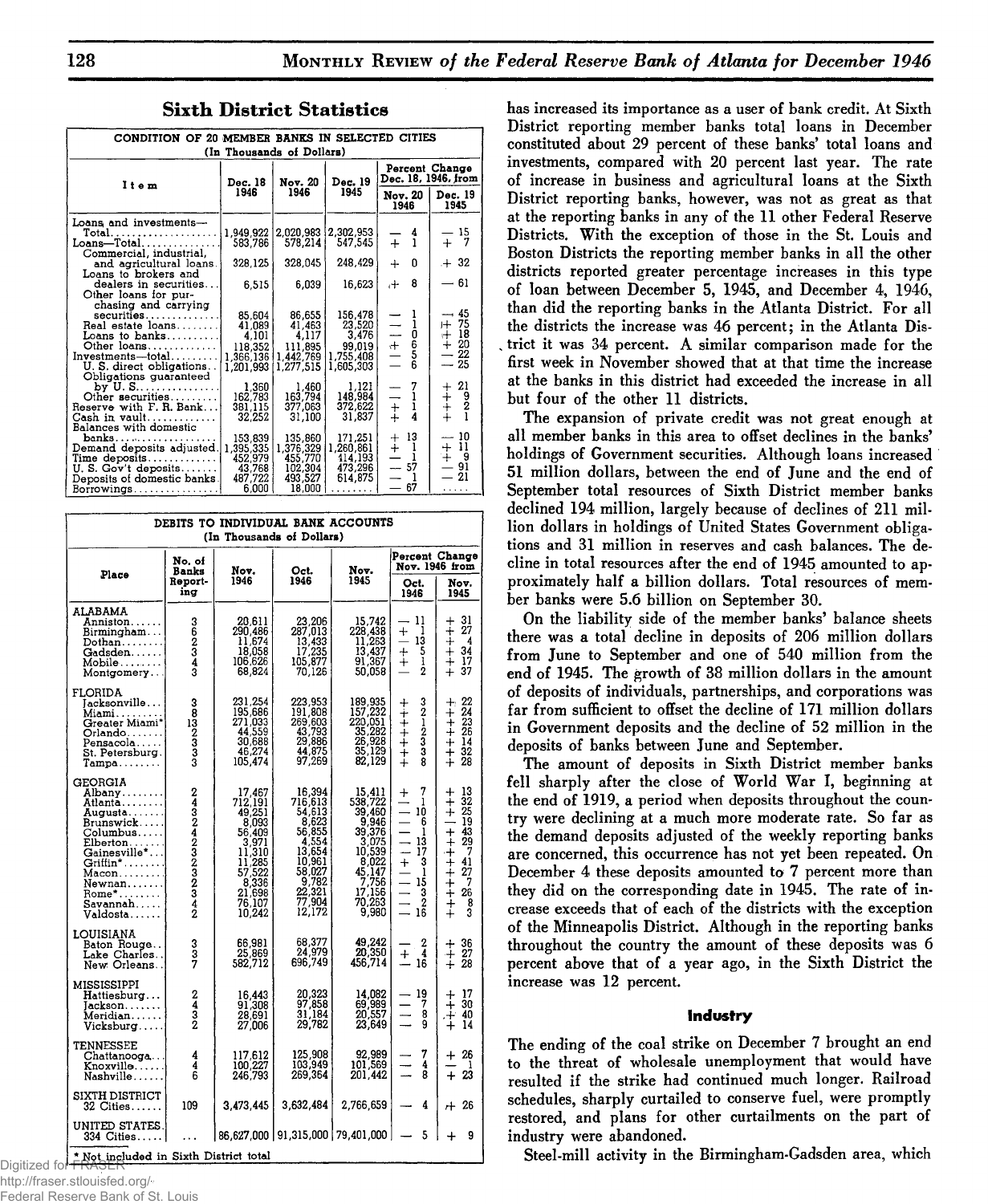## Sixth District Statistics

**CONDITION OF 20 MEMBER BANKS IN SELECTED CITIES**
(In Thousands of Dollars)

| Item | Dec. 18 1946 | Nov. 20 1946 | Dec. 19 1945 | Percent Change Dec. 18, 1946, from Nov. 20 1946 | Dec. 19 1945 |
|---|---|---|---|---|---|
| Loans and investments—Total | 1,949,922 | 2,020,983 | 2,302,953 | — 4 | — 15 |
| Loans—Total | 583,786 | 578,214 | 547,545 | + 1 | + 7 |
| Commercial, industrial, and agricultural loans | 328,125 | 328,045 | 248,429 | + 0 | + 32 |
| Loans to brokers and dealers in securities | 6,515 | 6,039 | 16,623 | + 8 | — 61 |
| Other loans for purchasing and carrying securities | 85,604 | 86,655 | 156,478 | — 1 | — 45 |
| Real estate loans | 41,089 | 41,463 | 23,520 | — 1 | + 75 |
| Loans to banks | 4,101 | 4,117 | 3,476 | — 0 | + 18 |
| Other loans | 118,352 | 111,895 | 99,019 | + 6 | + 20 |
| Investments—total | 1,366,136 | 1,442,769 | 1,755,408 | — 5 | — 22 |
| U. S. direct obligations | 1,201,993 | 1,277,515 | 1,605,303 | — 6 | — 25 |
| Obligations guaranteed by U. S. | 1,360 | 1,460 | 1,121 | — 7 | + 21 |
| Other securities | 162,783 | 163,794 | 148,984 | — 1 | + 9 |
| Reserve with F. R. Bank | 381,115 | 377,063 | 372,622 | + 1 | + 2 |
| Cash in vault | 32,252 | 31,100 | 31,837 | + 4 | + 1 |
| Balances with domestic banks | 153,839 | 135,860 | 171,251 | + 13 | — 10 |
| Demand deposits adjusted | 1,395,335 | 1,376,329 | 1,260,861 | + 1 | + 11 |
| Time deposits | 452,979 | 455,770 | 414,193 | — 1 | + 9 |
| U. S. Gov't deposits | 43,768 | 102,304 | 473,296 | — 57 | — 91 |
| Deposits of domestic banks | 487,722 | 493,527 | 614,875 | — 1 | — 21 |
| Borrowings | 6,000 | 18,000 | ........ | — 67 | ..... |

**DEBITS TO INDIVIDUAL BANK ACCOUNTS**
(In Thousands of Dollars)

| Place | No. of Banks Reporting | Nov. 1946 | Oct. 1946 | Nov. 1945 | Percent Change Nov. 1946 from Oct. 1946 | Nov. 1945 |
|---|---|---|---|---|---|---|
| **ALABAMA** | | | | | | |
| Anniston | 3 | 20,611 | 23,206 | 15,742 | — 11 | + 31 |
| Birmingham | 6 | 290,486 | 287,013 | 228,438 | + 1 | + 27 |
| Dothan | 2 | 11,674 | 13,433 | 11,263 | — 13 | + 4 |
| Gadsden | 3 | 18,058 | 17,235 | 13,437 | + 5 | + 34 |
| Mobile | 4 | 106,626 | 105,877 | 91,367 | + 1 | + 17 |
| Montgomery | 3 | 68,824 | 70,126 | 50,058 | — 2 | + 37 |
| **FLORIDA** | | | | | | |
| Jacksonville | 3 | 231,254 | 223,953 | 189,935 | + 3 | + 22 |
| Miami | 8 | 195,686 | 191,808 | 157,232 | + 2 | + 24 |
| Greater Miami* | 13 | 271,033 | 269,603 | 220,051 | + 1 | + 23 |
| Orlando | 2 | 44,559 | 43,793 | 35,282 | + 2 | + 26 |
| Pensacola | 3 | 30,688 | 29,886 | 26,928 | + 3 | + 14 |
| St. Petersburg | 3 | 46,274 | 44,875 | 35,129 | + 3 | + 32 |
| Tampa | 3 | 105,474 | 97,269 | 82,129 | + 8 | + 28 |
| **GEORGIA** | | | | | | |
| Albany | 2 | 17,467 | 16,394 | 15,411 | + 7 | + 13 |
| Atlanta | 4 | 712,191 | 716,613 | 538,722 | — 1 | + 32 |
| Augusta | 3 | 49,251 | 54,613 | 39,460 | — 10 | + 25 |
| Brunswick | 2 | 8,093 | 8,623 | 9,946 | — 6 | — 19 |
| Columbus | 4 | 56,409 | 56,855 | 39,376 | — 1 | + 43 |
| Elberton | 2 | 3,971 | 4,554 | 3,075 | — 13 | + 29 |
| Gainesville* | 3 | 11,310 | 13,654 | 10,539 | — 17 | + 7 |
| Griffin* | 2 | 11,285 | 10,961 | 8,022 | + 3 | + 41 |
| Macon | 3 | 57,522 | 58,027 | 45,147 | — 1 | + 27 |
| Newnan | 2 | 8,336 | 9,782 | 7,756 | — 15 | + 7 |
| Rome* | 3 | 21,696 | 22,321 | 17,156 | — 3 | + 26 |
| Savannah | 4 | 76,107 | 77,904 | 70,263 | — 2 | + 8 |
| Valdosta | 2 | 10,242 | 12,172 | 9,980 | — 16 | + 3 |
| **LOUISIANA** | | | | | | |
| Baton Rouge | 3 | 66,981 | 68,377 | 49,242 | — 2 | + 36 |
| Lake Charles | 3 | 25,869 | 24,979 | 20,350 | + 4 | + 27 |
| New Orleans | 7 | 582,712 | 696,749 | 456,714 | — 16 | + 28 |
| **MISSISSIPPI** | | | | | | |
| Hattiesburg | 2 | 16,443 | 20,323 | 14,082 | — 19 | + 17 |
| Jackson | 4 | 91,308 | 97,858 | 69,989 | — 7 | + 30 |
| Meridian | 3 | 28,691 | 31,184 | 20,557 | — 8 | + 40 |
| Vicksburg | 2 | 27,006 | 29,782 | 23,649 | — 9 | + 14 |
| **TENNESSEE** | | | | | | |
| Chattanooga | 4 | 117,612 | 125,908 | 92,989 | — 7 | + 26 |
| Knoxville | 4 | 100,227 | 103,949 | 101,569 | — 4 | — 1 |
| Nashville | 6 | 246,793 | 269,364 | 201,442 | — 8 | + 23 |
| **SIXTH DISTRICT** 32 Cities | 109 | 3,473,445 | 3,632,484 | 2,766,659 | — 4 | + 26 |
| **UNITED STATES** 334 Cities | ... | 86,627,000 | 91,315,000 | 79,401,000 | — 5 | + 9 |

\* Not included in Sixth District total

has increased its importance as a user of bank credit. At Sixth District reporting member banks total loans in December constituted about 29 percent of these banks' total loans and investments, compared with 20 percent last year. The rate of increase in business and agricultural loans at the Sixth District reporting banks, however, was not as great as that at the reporting banks in any of the 11 other Federal Reserve Districts. With the exception of those in the St. Louis and Boston Districts the reporting member banks in all the other districts reported greater percentage increases in this type of loan between December 5, 1945, and December 4, 1946, than did the reporting banks in the Atlanta District. For all the districts the increase was 46 percent; in the Atlanta District it was 34 percent. A similar comparison made for the first week in November showed that at that time the increase at the banks in this district had exceeded the increase in all but four of the other 11 districts.

The expansion of private credit was not great enough at all member banks in this area to offset declines in the banks' holdings of Government securities. Although loans increased 51 million dollars, between the end of June and the end of September total resources of Sixth District member banks declined 194 million, largely because of declines of 211 million dollars in holdings of United States Government obligations and 31 million in reserves and cash balances. The decline in total resources after the end of 1945 amounted to approximately half a billion dollars. Total resources of member banks were 5.6 billion on September 30.

On the liability side of the member banks' balance sheets there was a total decline in deposits of 206 million dollars from June to September and one of 540 million from the end of 1945. The growth of 38 million dollars in the amount of deposits of individuals, partnerships, and corporations was far from sufficient to offset the decline of 171 million dollars in Government deposits and the decline of 52 million in the deposits of banks between June and September.

The amount of deposits in Sixth District member banks fell sharply after the close of World War I, beginning at the end of 1919, a period when deposits throughout the country were declining at a much more moderate rate. So far as the demand deposits adjusted of the weekly reporting banks are concerned, this occurrence has not yet been repeated. On December 4 these deposits amounted to 7 percent more than they did on the corresponding date in 1945. The rate of increase exceeds that of each of the districts with the exception of the Minneapolis District. Although in the reporting banks throughout the country the amount of these deposits was 6 percent above that of a year ago, in the Sixth District the increase was 12 percent.

### Industry

The ending of the coal strike on December 7 brought an end to the threat of wholesale unemployment that would have resulted if the strike had continued much longer. Railroad schedules, sharply curtailed to conserve fuel, were promptly restored, and plans for other curtailments on the part of industry were abandoned.

Steel-mill activity in the Birmingham-Gadsden area, which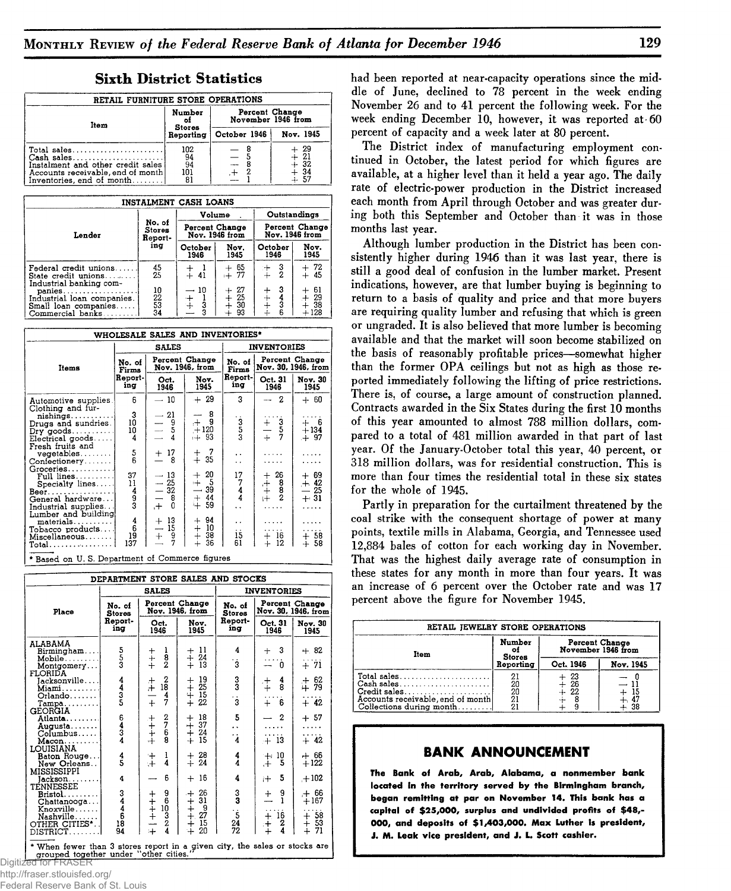## Sixth District Statistics

| RETAIL FURNITURE STORE OPERATIONS | | | |
|---|---|---|---|
| Item | Number of Stores Reporting | Percent Change November 1946 from | |
| | | October 1946 | Nov. 1945 |
| Total sales | 102 | — 8 | + 29 |
| Cash sales | 94 | — 5 | + 21 |
| Instalment and other credit sales | 94 | — 8 | + 32 |
| Accounts receivable, end of month | 101 | + 2 | + 34 |
| Inventories, end of month | 81 | — 1 | + 57 |

| INSTALMENT CASH LOANS | | | | | |
|---|---|---|---|---|---|
| Lender | No. of Stores Reporting | Volume | | Outstandings | |
| | | Percent Change Nov. 1946 from | | Percent Change Nov. 1946 from | |
| | | October 1946 | Nov. 1945 | October 1946 | Nov. 1945 |
| Federal credit unions | 45 | + 1 | + 65 | + 3 | + 72 |
| State credit unions | 25 | + 41 | + 77 | + 2 | + 45 |
| Industrial banking companies | 10 | — 10 | + 27 | + 3 | + 61 |
| Industrial loan companies | 22 | + 1 | + 25 | + 4 | + 29 |
| Small loan companies | 53 | + 3 | + 30 | + 3 | + 38 |
| Commercial banks | 34 | — 3 | + 93 | + 6 | +128 |

| WHOLESALE SALES AND INVENTORIES* | | | | | | |
|---|---|---|---|---|---|---|
| Items | SALES | | | INVENTORIES | | |
| | No. of Firms Reporting | Percent Change Nov. 1946, from | | No. of Firms Reporting | Percent Change Nov. 30, 1946, from | |
| | | Oct. 1946 | Nov. 1945 | | Oct. 31 1946 | Nov. 30 1945 |
| Automotive supplies | 6 | — 10 | + 29 | 3 | — 2 | + 60 |
| Clothing and furnishings | 3 | — 21 | — 8 | .. | ..... | ..... |
| Drugs and sundries | 10 | — 9 | + 9 | 3 | + 3 | + 6 |
| Dry goods | 10 | — 5 | +120 | 5 | — 5 | +134 |
| Electrical goods | 4 | — 4 | + 93 | 3 | + 7 | + 97 |
| Fresh fruits and vegetables | 5 | + 17 | + 7 | .. | ..... | ..... |
| Confectionery | 6 | — 8 | + 35 | .. | ..... | ..... |
| Groceries | | | | | | |
| Full lines | 37 | — 13 | + 20 | 17 | + 26 | + 69 |
| Specialty lines | 11 | — 25 | + 5 | 7 | + 8 | + 42 |
| Beer | 4 | — 32 | — 39 | 4 | + 8 | — 25 |
| General hardware | 9 | — 8 | + 44 | 4 | + 2 | + 31 |
| Industrial supplies | 3 | + 0 | + 59 | .. | ..... | ..... |
| Lumber and building materials | 4 | + 13 | + 94 | .. | ..... | ..... |
| Tobacco products | 6 | — 15 | + 10 | .. | ..... | ..... |
| Miscellaneous | 19 | + 9 | + 38 | 15 | + 16 | + 58 |
| Total | 137 | — 7 | + 36 | 61 | + 12 | + 58 |

\* Based on U. S. Department of Commerce figures

| DEPARTMENT STORE SALES AND STOCKS | | | | | | |
|---|---|---|---|---|---|---|
| Place | SALES | | | INVENTORIES | | |
| | No. of Stores Reporting | Percent Change Nov. 1946, from | | No. of Stores Reporting | Percent Change Nov. 30, 1946, from | |
| | | Oct. 1946 | Nov. 1945 | | Oct. 31 1946 | Nov. 30 1945 |
| ALABAMA | | | | | | |
| Birmingham | 5 | + 1 | + 11 | 4 | + 3 | + 82 |
| Mobile | 5 | + 8 | + 24 | .. | ..... | ..... |
| Montgomery | 3 | + 2 | + 13 | 3 | — 0 | + 71 |
| FLORIDA | | | | | | |
| Jacksonville | 4 | + 2 | + 19 | 3 | + 4 | + 62 |
| Miami | 4 | + 18 | + 25 | 3 | + 8 | + 79 |
| Orlando | 3 | — 4 | + 15 | .. | ..... | ..... |
| Tampa | 5 | + 7 | + 22 | 3 | + 6 | + 42 |
| GEORGIA | | | | | | |
| Atlanta | 6 | + 2 | + 18 | 5 | — 2 | + 57 |
| Augusta | 4 | + 7 | + 37 | .. | ..... | ..... |
| Columbus | 3 | + 6 | + 24 | .. | ..... | ..... |
| Macon | 4 | + 8 | + 15 | 4 | + 13 | + 42 |
| LOUISIANA | | | | | | |
| Baton Rouge | 4 | + 1 | + 28 | 4 | + 10 | + 66 |
| New Orleans | 5 | + 4 | + 24 | 4 | + 5 | +122 |
| MISSISSIPPI | | | | | | |
| Jackson | 4 | — 6 | + 16 | 4 | + 5 | +102 |
| TENNESSEE | | | | | | |
| Bristol | 3 | + 9 | + 26 | 3 | + 9 | + 66 |
| Chattanooga | 4 | + 6 | + 31 | 3 | — 1 | +167 |
| Knoxville | 4 | + 10 | + 9 | .. | ..... | ..... |
| Nashville | 6 | + 3 | + 27 | 5 | + 16 | + 58 |
| OTHER CITIES* | 18 | — 2 | + 15 | 24 | + 2 | + 53 |
| DISTRICT | 94 | + 4 | + 20 | 72 | + 4 | + 71 |

\* When fewer than 3 stores report in a given city, the sales or stocks are grouped together under "other cities."

had been reported at near-capacity operations since the middle of June, declined to 78 percent in the week ending November 26 and to 41 percent the following week. For the week ending December 10, however, it was reported at 60 percent of capacity and a week later at 80 percent.

The District index of manufacturing employment continued in October, the latest period for which figures are available, at a higher level than it held a year ago. The daily rate of electric-power production in the District increased each month from April through October and was greater during both this September and October than it was in those months last year.

Although lumber production in the District has been consistently higher during 1946 than it was last year, there is still a good deal of confusion in the lumber market. Present indications, however, are that lumber buying is beginning to return to a basis of quality and price and that more buyers are requiring quality lumber and refusing that which is green or ungraded. It is also believed that more lumber is becoming available and that the market will soon become stabilized on the basis of reasonably profitable prices—somewhat higher than the former OPA ceilings but not as high as those reported immediately following the lifting of price restrictions. There is, of course, a large amount of construction planned. Contracts awarded in the Six States during the first 10 months of this year amounted to almost 788 million dollars, compared to a total of 481 million awarded in that part of last year. Of the January-October total this year, 40 percent, or 318 million dollars, was for residential construction. This is more than four times the residential total in these six states for the whole of 1945.

Partly in preparation for the curtailment threatened by the coal strike with the consequent shortage of power at many points, textile mills in Alabama, Georgia, and Tennessee used 12,884 bales of cotton for each working day in November. That was the highest daily average rate of consumption in these states for any month in more than four years. It was an increase of 6 percent over the October rate and was 17 percent above the figure for November 1945.

| RETAIL JEWELRY STORE OPERATIONS | | | |
|---|---|---|---|
| Item | Number of Stores Reporting | Percent Change November 1946 from | |
| | | Oct. 1946 | Nov. 1945 |
| Total sales | 21 | + 23 | — 0 |
| Cash sales | 20 | + 26 | — 11 |
| Credit sales | 20 | + 22 | + 15 |
| Accounts receivable, end of month | 21 | + 8 | + 47 |
| Collections during month | 21 | + 9 | + 38 |

## BANK ANNOUNCEMENT

**The Bank of Arab, Arab, Alabama, a nonmember bank located in the territory served by the Birmingham branch, began remitting at par on November 14. This bank has a capital of $25,000, surplus and undivided profits of $48,000, and deposits of $1,403,000. Max Luther is president, J. M. Leak vice president, and J. L. Scott cashier.**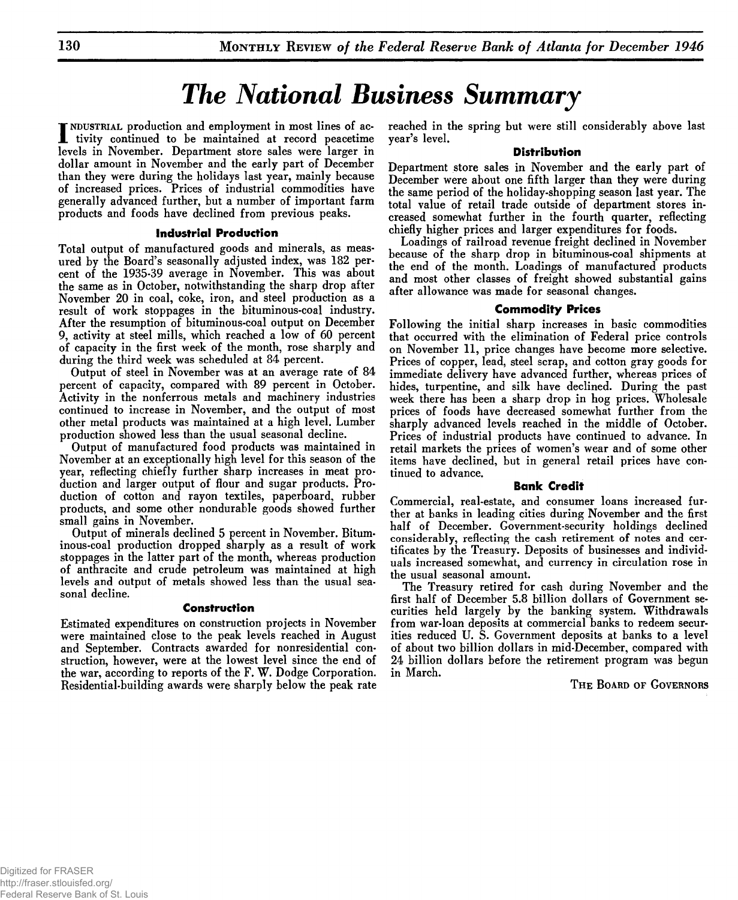# The National Business Summary

INDUSTRIAL production and employment in most lines of activity continued to be maintained at record peacetime levels in November. Department store sales were larger in dollar amount in November and the early part of December than they were during the holidays last year, mainly because of increased prices. Prices of industrial commodities have generally advanced further, but a number of important farm products and foods have declined from previous peaks.

### Industrial Production

Total output of manufactured goods and minerals, as measured by the Board's seasonally adjusted index, was 182 percent of the 1935-39 average in November. This was about the same as in October, notwithstanding the sharp drop after November 20 in coal, coke, iron, and steel production as a result of work stoppages in the bituminous-coal industry. After the resumption of bituminous-coal output on December 9, activity at steel mills, which reached a low of 60 percent of capacity in the first week of the month, rose sharply and during the third week was scheduled at 84 percent.

Output of steel in November was at an average rate of 84 percent of capacity, compared with 89 percent in October. Activity in the nonferrous metals and machinery industries continued to increase in November, and the output of most other metal products was maintained at a high level. Lumber production showed less than the usual seasonal decline.

Output of manufactured food products was maintained in November at an exceptionally high level for this season of the year, reflecting chiefly further sharp increases in meat production and larger output of flour and sugar products. Production of cotton and rayon textiles, paperboard, rubber products, and some other nondurable goods showed further small gains in November.

Output of minerals declined 5 percent in November. Bituminous-coal production dropped sharply as a result of work stoppages in the latter part of the month, whereas production of anthracite and crude petroleum was maintained at high levels and output of metals showed less than the usual seasonal decline.

### Construction

Estimated expenditures on construction projects in November were maintained close to the peak levels reached in August and September. Contracts awarded for nonresidential construction, however, were at the lowest level since the end of the war, according to reports of the F. W. Dodge Corporation. Residential-building awards were sharply below the peak rate reached in the spring but were still considerably above last year's level.

### Distribution

Department store sales in November and the early part of December were about one fifth larger than they were during the same period of the holiday-shopping season last year. The total value of retail trade outside of department stores increased somewhat further in the fourth quarter, reflecting chiefly higher prices and larger expenditures for foods.

Loadings of railroad revenue freight declined in November because of the sharp drop in bituminous-coal shipments at the end of the month. Loadings of manufactured products and most other classes of freight showed substantial gains after allowance was made for seasonal changes.

### Commodity Prices

Following the initial sharp increases in basic commodities that occurred with the elimination of Federal price controls on November 11, price changes have become more selective. Prices of copper, lead, steel scrap, and cotton gray goods for immediate delivery have advanced further, whereas prices of hides, turpentine, and silk have declined. During the past week there has been a sharp drop in hog prices. Wholesale prices of foods have decreased somewhat further from the sharply advanced levels reached in the middle of October. Prices of industrial products have continued to advance. In retail markets the prices of women's wear and of some other items have declined, but in general retail prices have continued to advance.

### Bank Credit

Commercial, real-estate, and consumer loans increased further at banks in leading cities during November and the first half of December. Government-security holdings declined considerably, reflecting the cash retirement of notes and certificates by the Treasury. Deposits of businesses and individuals increased somewhat, and currency in circulation rose in the usual seasonal amount.

The Treasury retired for cash during November and the first half of December 5.8 billion dollars of Government securities held largely by the banking system. Withdrawals from war-loan deposits at commercial banks to redeem securities reduced U. S. Government deposits at banks to a level of about two billion dollars in mid-December, compared with 24 billion dollars before the retirement program was begun in March.

THE BOARD OF GOVERNORS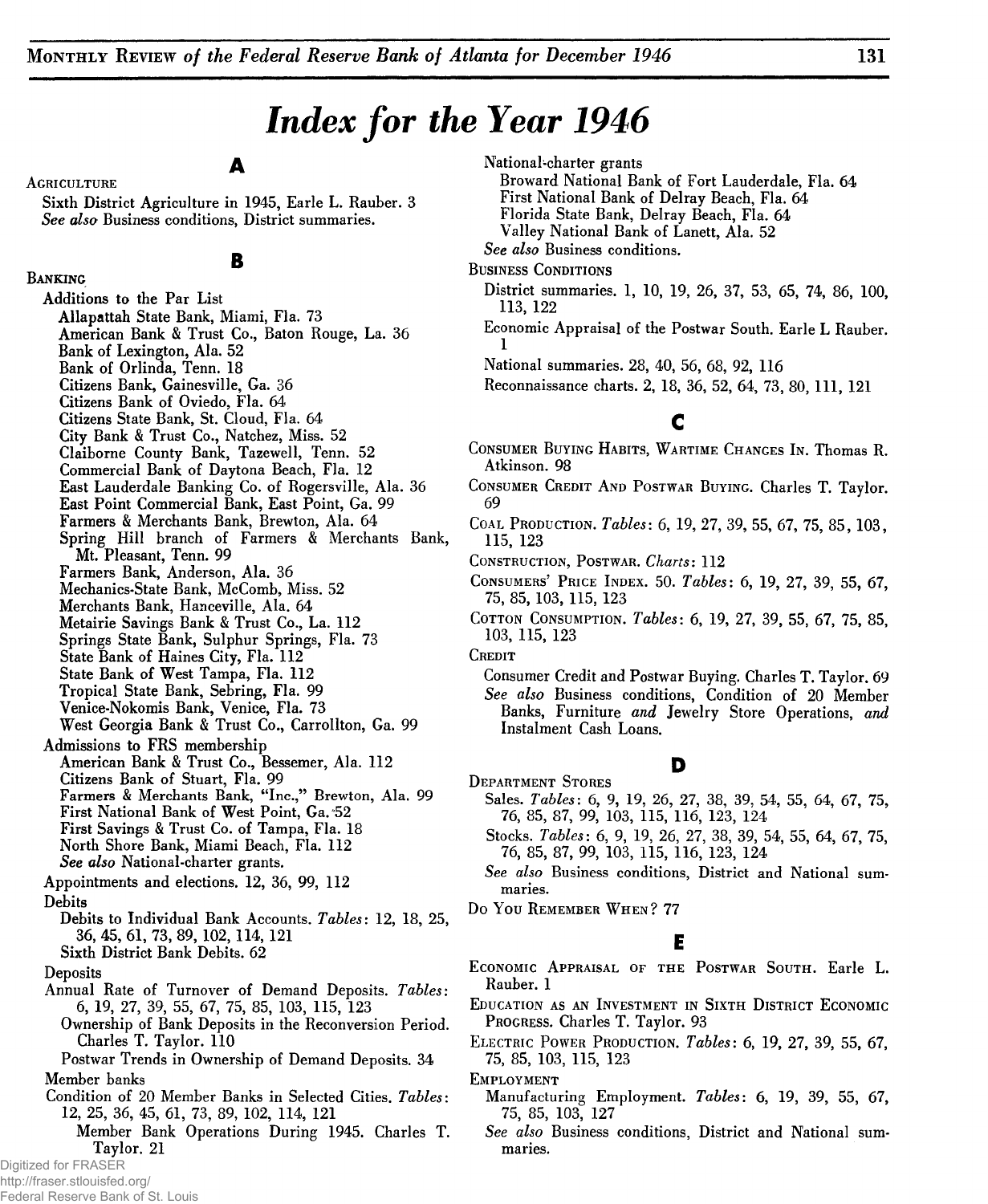# *Index for the Year 1946*

## A

AGRICULTURE

Sixth District Agriculture in 1945, Earle L. Rauber. 3
*See also* Business conditions, District summaries.

## B

BANKING

Additions to the Par List
- Allapattah State Bank, Miami, Fla. 73
- American Bank & Trust Co., Baton Rouge, La. 36
- Bank of Lexington, Ala. 52
- Bank of Orlinda, Tenn. 18
- Citizens Bank, Gainesville, Ga. 36
- Citizens Bank of Oviedo, Fla. 64
- Citizens State Bank, St. Cloud, Fla. 64
- City Bank & Trust Co., Natchez, Miss. 52
- Claiborne County Bank, Tazewell, Tenn. 52
- Commercial Bank of Daytona Beach, Fla. 12
- East Lauderdale Banking Co. of Rogersville, Ala. 36
- East Point Commercial Bank, East Point, Ga. 99
- Farmers & Merchants Bank, Brewton, Ala. 64
- Spring Hill branch of Farmers & Merchants Bank, Mt. Pleasant, Tenn. 99
- Farmers Bank, Anderson, Ala. 36
- Mechanics-State Bank, McComb, Miss. 52
- Merchants Bank, Hanceville, Ala. 64
- Metairie Savings Bank & Trust Co., La. 112
- Springs State Bank, Sulphur Springs, Fla. 73
- State Bank of Haines City, Fla. 112
- State Bank of West Tampa, Fla. 112
- Tropical State Bank, Sebring, Fla. 99
- Venice-Nokomis Bank, Venice, Fla. 73
- West Georgia Bank & Trust Co., Carrollton, Ga. 99

Admissions to FRS membership
- American Bank & Trust Co., Bessemer, Ala. 112
- Citizens Bank of Stuart, Fla. 99
- Farmers & Merchants Bank, "Inc.," Brewton, Ala. 99
- First National Bank of West Point, Ga. 52
- First Savings & Trust Co. of Tampa, Fla. 18
- North Shore Bank, Miami Beach, Fla. 112
- *See also* National-charter grants.

Appointments and elections. 12, 36, 99, 112

Debits
- Debits to Individual Bank Accounts. *Tables*: 12, 18, 25, 36, 45, 61, 73, 89, 102, 114, 121
- Sixth District Bank Debits. 62

Deposits
- Annual Rate of Turnover of Demand Deposits. *Tables*: 6, 19, 27, 39, 55, 67, 75, 85, 103, 115, 123
- Ownership of Bank Deposits in the Reconversion Period. Charles T. Taylor. 110
- Postwar Trends in Ownership of Demand Deposits. 34

Member banks
- Condition of 20 Member Banks in Selected Cities. *Tables*: 12, 25, 36, 45, 61, 73, 89, 102, 114, 121
- Member Bank Operations During 1945. Charles T. Taylor. 21

National-charter grants
- Broward National Bank of Fort Lauderdale, Fla. 64
- First National Bank of Delray Beach, Fla. 64
- Florida State Bank, Delray Beach, Fla. 64
- Valley National Bank of Lanett, Ala. 52
- *See also* Business conditions.

BUSINESS CONDITIONS
- District summaries. 1, 10, 19, 26, 37, 53, 65, 74, 86, 100, 113, 122
- Economic Appraisal of the Postwar South. Earle L Rauber. 1
- National summaries. 28, 40, 56, 68, 92, 116
- Reconnaissance charts. 2, 18, 36, 52, 64, 73, 80, 111, 121

## C

CONSUMER BUYING HABITS, WARTIME CHANGES IN. Thomas R. Atkinson. 98

CONSUMER CREDIT AND POSTWAR BUYING. Charles T. Taylor. 69

COAL PRODUCTION. *Tables*: 6, 19, 27, 39, 55, 67, 75, 85, 103, 115, 123

CONSTRUCTION, POSTWAR. *Charts*: 112

CONSUMERS' PRICE INDEX. 50. *Tables*: 6, 19, 27, 39, 55, 67, 75, 85, 103, 115, 123

COTTON CONSUMPTION. *Tables*: 6, 19, 27, 39, 55, 67, 75, 85, 103, 115, 123

CREDIT
- Consumer Credit and Postwar Buying. Charles T. Taylor. 69
- *See also* Business conditions, Condition of 20 Member Banks, Furniture *and* Jewelry Store Operations, *and* Instalment Cash Loans.

## D

DEPARTMENT STORES
- Sales. *Tables*: 6, 9, 19, 26, 27, 38, 39, 54, 55, 64, 67, 75, 76, 85, 87, 99, 103, 115, 116, 123, 124
- Stocks. *Tables*: 6, 9, 19, 26, 27, 38, 39, 54, 55, 64, 67, 75, 76, 85, 87, 99, 103, 115, 116, 123, 124
- *See also* Business conditions, District and National summaries.

DO YOU REMEMBER WHEN? 77

## E

ECONOMIC APPRAISAL OF THE POSTWAR SOUTH. Earle L. Rauber. 1

EDUCATION AS AN INVESTMENT IN SIXTH DISTRICT ECONOMIC PROGRESS. Charles T. Taylor. 93

ELECTRIC POWER PRODUCTION. *Tables*: 6, 19, 27, 39, 55, 67, 75, 85, 103, 115, 123

EMPLOYMENT
- Manufacturing Employment. *Tables*: 6, 19, 39, 55, 67, 75, 85, 103, 127
- *See also* Business conditions, District and National summaries.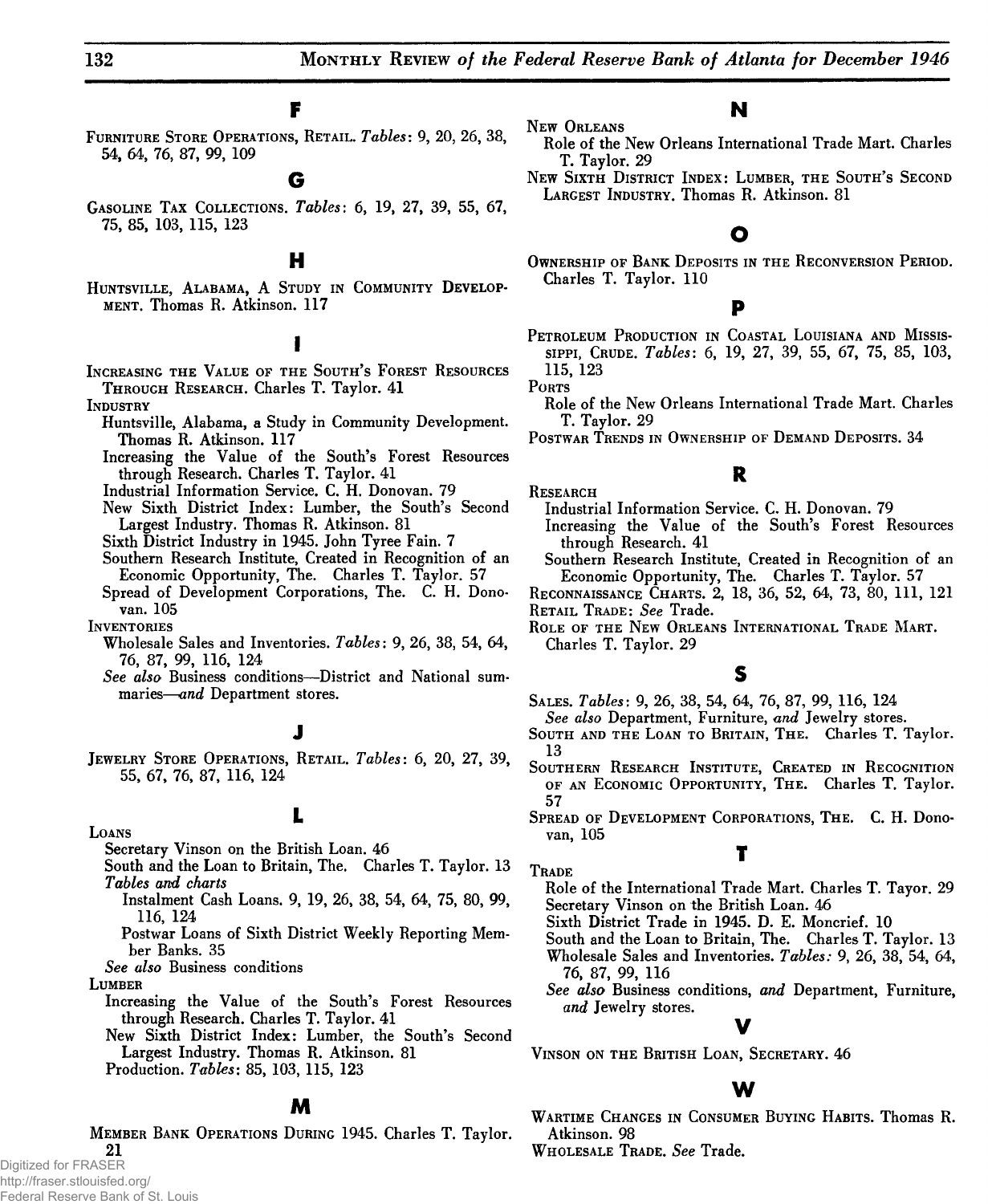## F

Furniture Store Operations, Retail. *Tables*: 9, 20, 26, 38, 54, 64, 76, 87, 99, 109

## G

Gasoline Tax Collections. *Tables*: 6, 19, 27, 39, 55, 67, 75, 85, 103, 115, 123

## H

Huntsville, Alabama, A Study in Community Development. Thomas R. Atkinson. 117

## I

Increasing the Value of the South's Forest Resources Through Research. Charles T. Taylor. 41

Industry
- Huntsville, Alabama, a Study in Community Development. Thomas R. Atkinson. 117
- Increasing the Value of the South's Forest Resources through Research. Charles T. Taylor. 41
- Industrial Information Service. C. H. Donovan. 79
- New Sixth District Index: Lumber, the South's Second Largest Industry. Thomas R. Atkinson. 81
- Sixth District Industry in 1945. John Tyree Fain. 7
- Southern Research Institute, Created in Recognition of an Economic Opportunity, The. Charles T. Taylor. 57
- Spread of Development Corporations, The. C. H. Donovan. 105

Inventories
- Wholesale Sales and Inventories. *Tables*: 9, 26, 38, 54, 64, 76, 87, 99, 116, 124
- *See also* Business conditions—District and National summaries—*and* Department stores.

## J

Jewelry Store Operations, Retail. *Tables*: 6, 20, 27, 39, 55, 67, 76, 87, 116, 124

## L

Loans
- Secretary Vinson on the British Loan. 46
- South and the Loan to Britain, The. Charles T. Taylor. 13
- *Tables and charts*
  - Instalment Cash Loans. 9, 19, 26, 38, 54, 64, 75, 80, 99, 116, 124
  - Postwar Loans of Sixth District Weekly Reporting Member Banks. 35
- *See also* Business conditions

Lumber
- Increasing the Value of the South's Forest Resources through Research. Charles T. Taylor. 41
- New Sixth District Index: Lumber, the South's Second Largest Industry. Thomas R. Atkinson. 81
- Production. *Tables*: 85, 103, 115, 123

## M

Member Bank Operations During 1945. Charles T. Taylor. 21

## N

New Orleans
- Role of the New Orleans International Trade Mart. Charles T. Taylor. 29

New Sixth District Index: Lumber, the South's Second Largest Industry. Thomas R. Atkinson. 81

## O

Ownership of Bank Deposits in the Reconversion Period. Charles T. Taylor. 110

## P

Petroleum Production in Coastal Louisiana and Mississippi, Crude. *Tables*: 6, 19, 27, 39, 55, 67, 75, 85, 103, 115, 123

Ports
- Role of the New Orleans International Trade Mart. Charles T. Taylor. 29

Postwar Trends in Ownership of Demand Deposits. 34

## R

Research
- Industrial Information Service. C. H. Donovan. 79
- Increasing the Value of the South's Forest Resources through Research. 41
- Southern Research Institute, Created in Recognition of an Economic Opportunity, The. Charles T. Taylor. 57

Reconnaissance Charts. 2, 18, 36, 52, 64, 73, 80, 111, 121

Retail Trade: *See* Trade.

Role of the New Orleans International Trade Mart. Charles T. Taylor. 29

## S

Sales. *Tables*: 9, 26, 38, 54, 64, 76, 87, 99, 116, 124
- *See also* Department, Furniture, *and* Jewelry stores.

South and the Loan to Britain, The. Charles T. Taylor. 13

Southern Research Institute, Created in Recognition of an Economic Opportunity, The. Charles T. Taylor. 57

Spread of Development Corporations, The. C. H. Donovan, 105

## T

Trade
- Role of the International Trade Mart. Charles T. Tayor. 29
- Secretary Vinson on the British Loan. 46
- Sixth District Trade in 1945. D. E. Moncrief. 10
- South and the Loan to Britain, The. Charles T. Taylor. 13
- Wholesale Sales and Inventories. *Tables:* 9, 26, 38, 54, 64, 76, 87, 99, 116
- *See also* Business conditions, *and* Department, Furniture, *and* Jewelry stores.

## V

Vinson on the British Loan, Secretary. 46

## W

Wartime Changes in Consumer Buying Habits. Thomas R. Atkinson. 98

Wholesale Trade. *See* Trade.